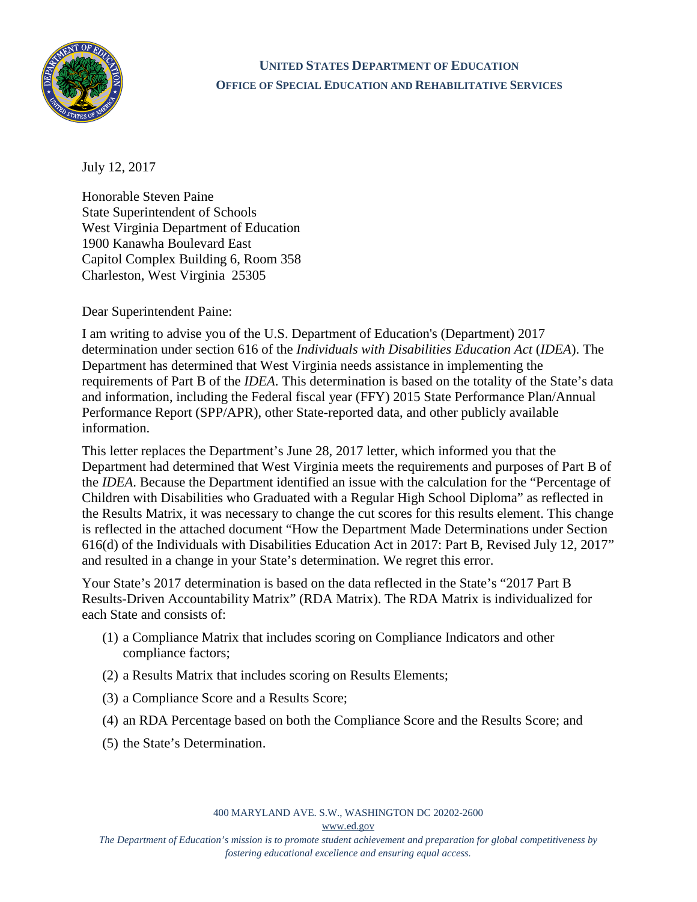**UNITED STATES DEPARTMENT OF EDUCATION**

**OFFICE OF SPECIAL EDUCATION AND REHABILITATIVE SERVICES**

July 12, 2017

Honorable Steven Paine
State Superintendent of Schools
West Virginia Department of Education
1900 Kanawha Boulevard East
Capitol Complex Building 6, Room 358
Charleston, West Virginia 25305

Dear Superintendent Paine:

I am writing to advise you of the U.S. Department of Education's (Department) 2017 determination under section 616 of the *Individuals with Disabilities Education Act* (*IDEA*). The Department has determined that West Virginia needs assistance in implementing the requirements of Part B of the *IDEA*. This determination is based on the totality of the State's data and information, including the Federal fiscal year (FFY) 2015 State Performance Plan/Annual Performance Report (SPP/APR), other State-reported data, and other publicly available information.

This letter replaces the Department's June 28, 2017 letter, which informed you that the Department had determined that West Virginia meets the requirements and purposes of Part B of the *IDEA*. Because the Department identified an issue with the calculation for the "Percentage of Children with Disabilities who Graduated with a Regular High School Diploma" as reflected in the Results Matrix, it was necessary to change the cut scores for this results element. This change is reflected in the attached document "How the Department Made Determinations under Section 616(d) of the Individuals with Disabilities Education Act in 2017: Part B, Revised July 12, 2017" and resulted in a change in your State's determination. We regret this error.

Your State's 2017 determination is based on the data reflected in the State's "2017 Part B Results-Driven Accountability Matrix" (RDA Matrix). The RDA Matrix is individualized for each State and consists of:

(1) a Compliance Matrix that includes scoring on Compliance Indicators and other compliance factors;

(2) a Results Matrix that includes scoring on Results Elements;

(3) a Compliance Score and a Results Score;

(4) an RDA Percentage based on both the Compliance Score and the Results Score; and

(5) the State's Determination.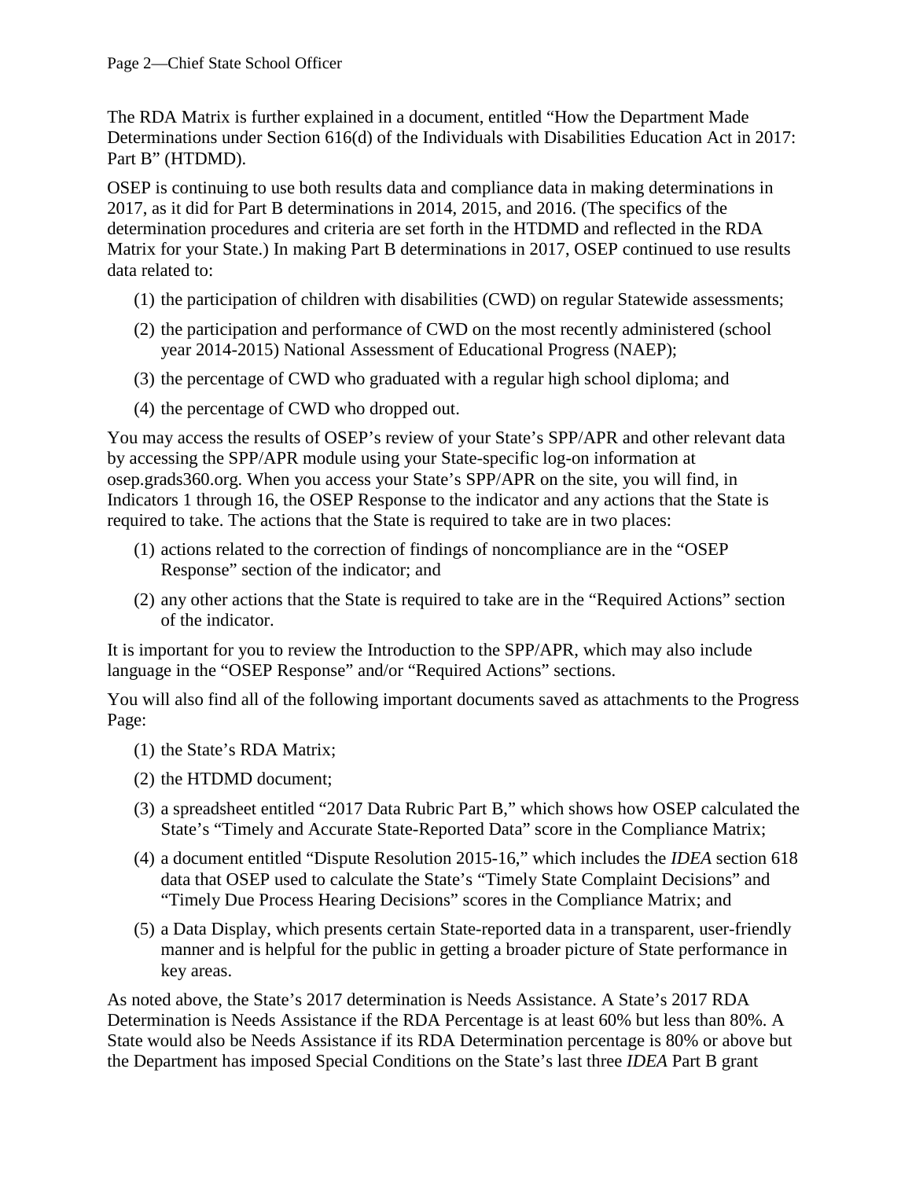The RDA Matrix is further explained in a document, entitled "How the Department Made Determinations under Section 616(d) of the Individuals with Disabilities Education Act in 2017: Part B" (HTDMD).

OSEP is continuing to use both results data and compliance data in making determinations in 2017, as it did for Part B determinations in 2014, 2015, and 2016. (The specifics of the determination procedures and criteria are set forth in the HTDMD and reflected in the RDA Matrix for your State.) In making Part B determinations in 2017, OSEP continued to use results data related to:

(1) the participation of children with disabilities (CWD) on regular Statewide assessments;

(2) the participation and performance of CWD on the most recently administered (school year 2014-2015) National Assessment of Educational Progress (NAEP);

(3) the percentage of CWD who graduated with a regular high school diploma; and

(4) the percentage of CWD who dropped out.

You may access the results of OSEP's review of your State's SPP/APR and other relevant data by accessing the SPP/APR module using your State-specific log-on information at osep.grads360.org. When you access your State's SPP/APR on the site, you will find, in Indicators 1 through 16, the OSEP Response to the indicator and any actions that the State is required to take. The actions that the State is required to take are in two places:

(1) actions related to the correction of findings of noncompliance are in the "OSEP Response" section of the indicator; and

(2) any other actions that the State is required to take are in the "Required Actions" section of the indicator.

It is important for you to review the Introduction to the SPP/APR, which may also include language in the "OSEP Response" and/or "Required Actions" sections.

You will also find all of the following important documents saved as attachments to the Progress Page:

(1) the State's RDA Matrix;

(2) the HTDMD document;

(3) a spreadsheet entitled "2017 Data Rubric Part B," which shows how OSEP calculated the State's "Timely and Accurate State-Reported Data" score in the Compliance Matrix;

(4) a document entitled "Dispute Resolution 2015-16," which includes the *IDEA* section 618 data that OSEP used to calculate the State's "Timely State Complaint Decisions" and "Timely Due Process Hearing Decisions" scores in the Compliance Matrix; and

(5) a Data Display, which presents certain State-reported data in a transparent, user-friendly manner and is helpful for the public in getting a broader picture of State performance in key areas.

As noted above, the State's 2017 determination is Needs Assistance. A State's 2017 RDA Determination is Needs Assistance if the RDA Percentage is at least 60% but less than 80%. A State would also be Needs Assistance if its RDA Determination percentage is 80% or above but the Department has imposed Special Conditions on the State's last three *IDEA* Part B grant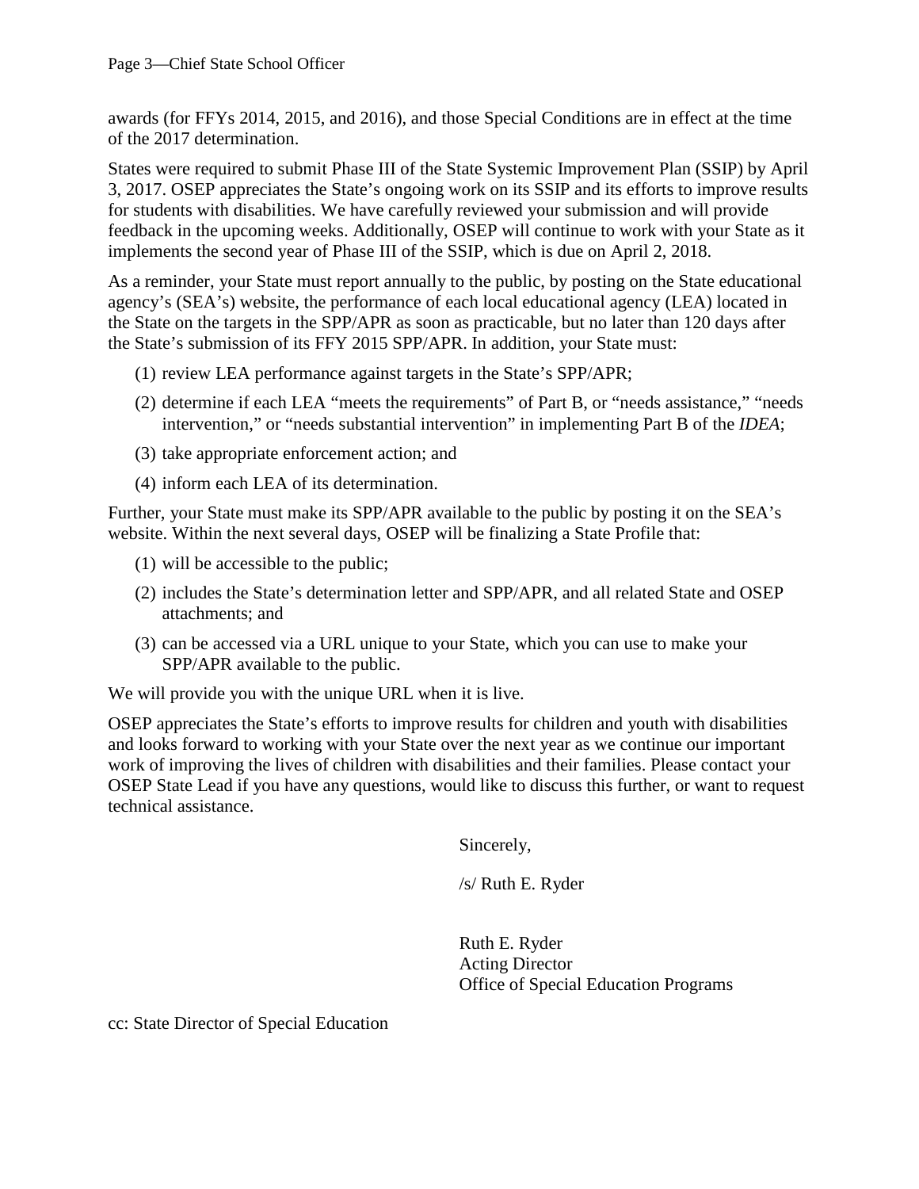awards (for FFYs 2014, 2015, and 2016), and those Special Conditions are in effect at the time of the 2017 determination.

States were required to submit Phase III of the State Systemic Improvement Plan (SSIP) by April 3, 2017. OSEP appreciates the State's ongoing work on its SSIP and its efforts to improve results for students with disabilities. We have carefully reviewed your submission and will provide feedback in the upcoming weeks. Additionally, OSEP will continue to work with your State as it implements the second year of Phase III of the SSIP, which is due on April 2, 2018.

As a reminder, your State must report annually to the public, by posting on the State educational agency's (SEA's) website, the performance of each local educational agency (LEA) located in the State on the targets in the SPP/APR as soon as practicable, but no later than 120 days after the State's submission of its FFY 2015 SPP/APR. In addition, your State must:

(1) review LEA performance against targets in the State's SPP/APR;

(2) determine if each LEA "meets the requirements" of Part B, or "needs assistance," "needs intervention," or "needs substantial intervention" in implementing Part B of the *IDEA*;

(3) take appropriate enforcement action; and

(4) inform each LEA of its determination.

Further, your State must make its SPP/APR available to the public by posting it on the SEA's website. Within the next several days, OSEP will be finalizing a State Profile that:

(1) will be accessible to the public;

(2) includes the State's determination letter and SPP/APR, and all related State and OSEP attachments; and

(3) can be accessed via a URL unique to your State, which you can use to make your SPP/APR available to the public.

We will provide you with the unique URL when it is live.

OSEP appreciates the State's efforts to improve results for children and youth with disabilities and looks forward to working with your State over the next year as we continue our important work of improving the lives of children with disabilities and their families. Please contact your OSEP State Lead if you have any questions, would like to discuss this further, or want to request technical assistance.

Sincerely,

/s/ Ruth E. Ryder

Ruth E. Ryder
Acting Director
Office of Special Education Programs

cc: State Director of Special Education